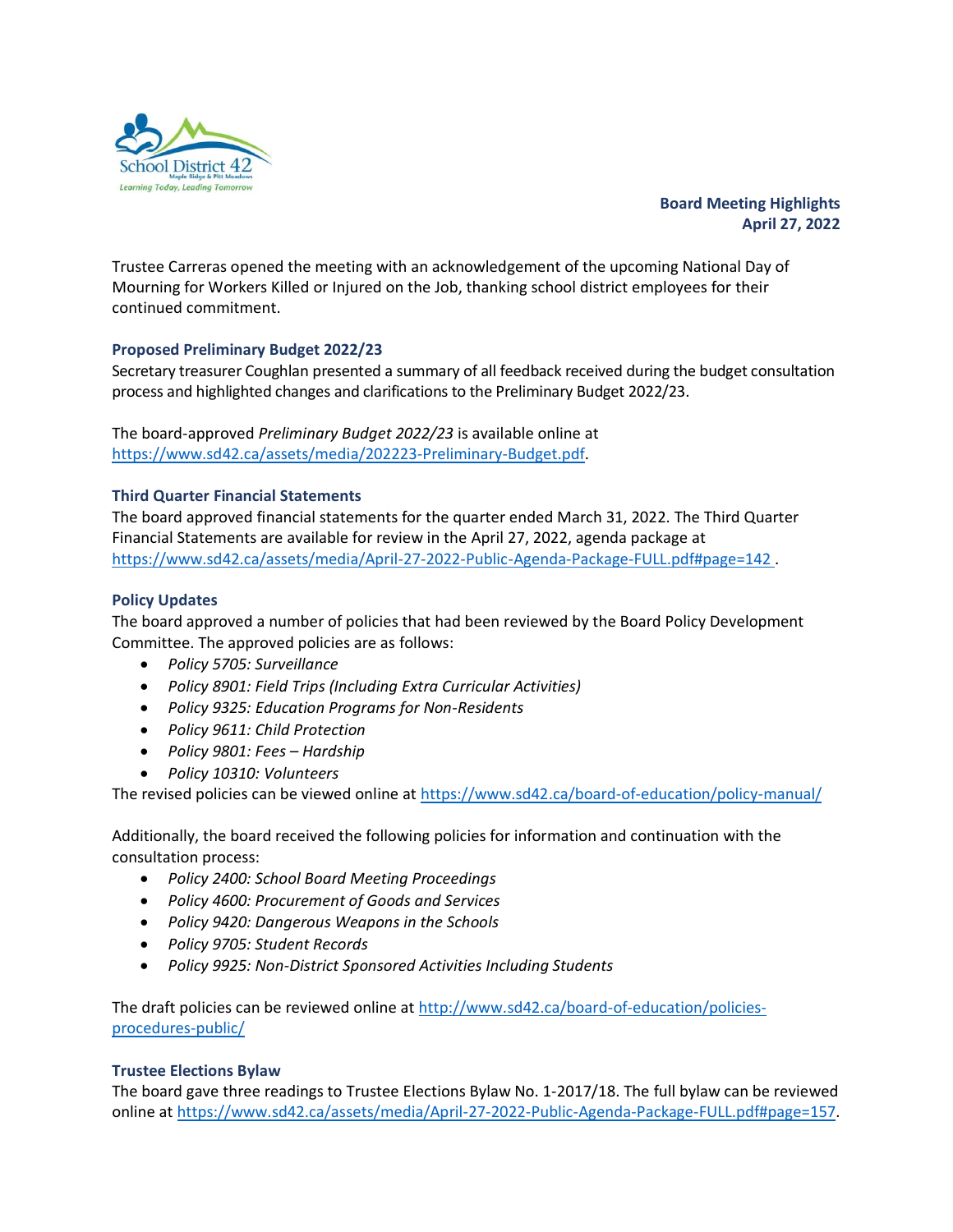**Board Meeting Highlights**
**April 27, 2022**

Trustee Carreras opened the meeting with an acknowledgement of the upcoming National Day of Mourning for Workers Killed or Injured on the Job, thanking school district employees for their continued commitment.

### Proposed Preliminary Budget 2022/23

Secretary treasurer Coughlan presented a summary of all feedback received during the budget consultation process and highlighted changes and clarifications to the Preliminary Budget 2022/23.

The board-approved *Preliminary Budget 2022/23* is available online at https://www.sd42.ca/assets/media/202223-Preliminary-Budget.pdf.

### Third Quarter Financial Statements

The board approved financial statements for the quarter ended March 31, 2022. The Third Quarter Financial Statements are available for review in the April 27, 2022, agenda package at https://www.sd42.ca/assets/media/April-27-2022-Public-Agenda-Package-FULL.pdf#page=142 .

### Policy Updates

The board approved a number of policies that had been reviewed by the Board Policy Development Committee. The approved policies are as follows:

- *Policy 5705: Surveillance*
- *Policy 8901: Field Trips (Including Extra Curricular Activities)*
- *Policy 9325: Education Programs for Non-Residents*
- *Policy 9611: Child Protection*
- *Policy 9801: Fees – Hardship*
- *Policy 10310: Volunteers*

The revised policies can be viewed online at https://www.sd42.ca/board-of-education/policy-manual/

Additionally, the board received the following policies for information and continuation with the consultation process:

- *Policy 2400: School Board Meeting Proceedings*
- *Policy 4600: Procurement of Goods and Services*
- *Policy 9420: Dangerous Weapons in the Schools*
- *Policy 9705: Student Records*
- *Policy 9925: Non-District Sponsored Activities Including Students*

The draft policies can be reviewed online at http://www.sd42.ca/board-of-education/policies-procedures-public/

### Trustee Elections Bylaw

The board gave three readings to Trustee Elections Bylaw No. 1-2017/18. The full bylaw can be reviewed online at https://www.sd42.ca/assets/media/April-27-2022-Public-Agenda-Package-FULL.pdf#page=157.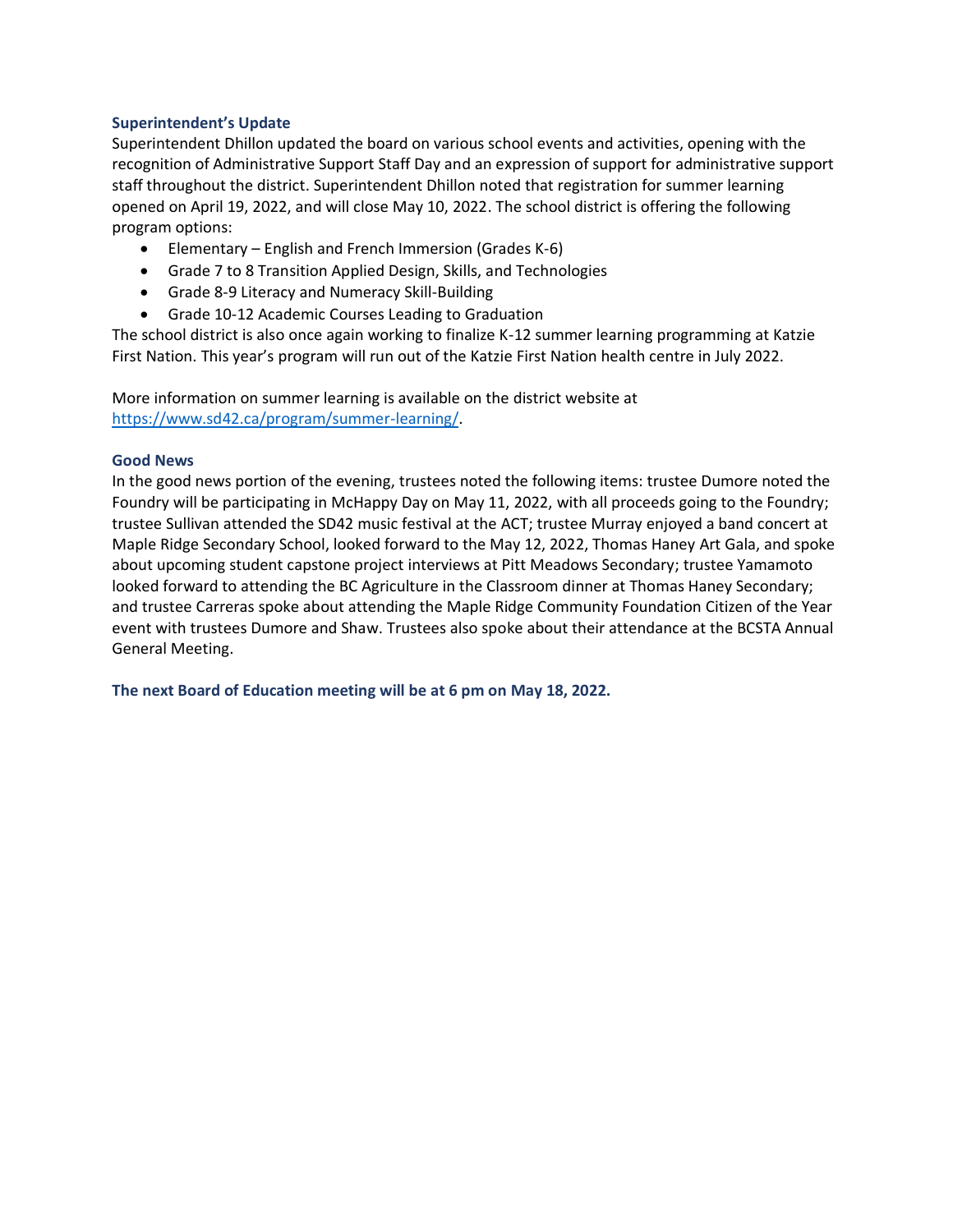### Superintendent's Update

Superintendent Dhillon updated the board on various school events and activities, opening with the recognition of Administrative Support Staff Day and an expression of support for administrative support staff throughout the district. Superintendent Dhillon noted that registration for summer learning opened on April 19, 2022, and will close May 10, 2022. The school district is offering the following program options:

- Elementary – English and French Immersion (Grades K-6)
- Grade 7 to 8 Transition Applied Design, Skills, and Technologies
- Grade 8-9 Literacy and Numeracy Skill-Building
- Grade 10-12 Academic Courses Leading to Graduation

The school district is also once again working to finalize K-12 summer learning programming at Katzie First Nation. This year's program will run out of the Katzie First Nation health centre in July 2022.

More information on summer learning is available on the district website at https://www.sd42.ca/program/summer-learning/.

### Good News

In the good news portion of the evening, trustees noted the following items: trustee Dumore noted the Foundry will be participating in McHappy Day on May 11, 2022, with all proceeds going to the Foundry; trustee Sullivan attended the SD42 music festival at the ACT; trustee Murray enjoyed a band concert at Maple Ridge Secondary School, looked forward to the May 12, 2022, Thomas Haney Art Gala, and spoke about upcoming student capstone project interviews at Pitt Meadows Secondary; trustee Yamamoto looked forward to attending the BC Agriculture in the Classroom dinner at Thomas Haney Secondary; and trustee Carreras spoke about attending the Maple Ridge Community Foundation Citizen of the Year event with trustees Dumore and Shaw. Trustees also spoke about their attendance at the BCSTA Annual General Meeting.

**The next Board of Education meeting will be at 6 pm on May 18, 2022.**